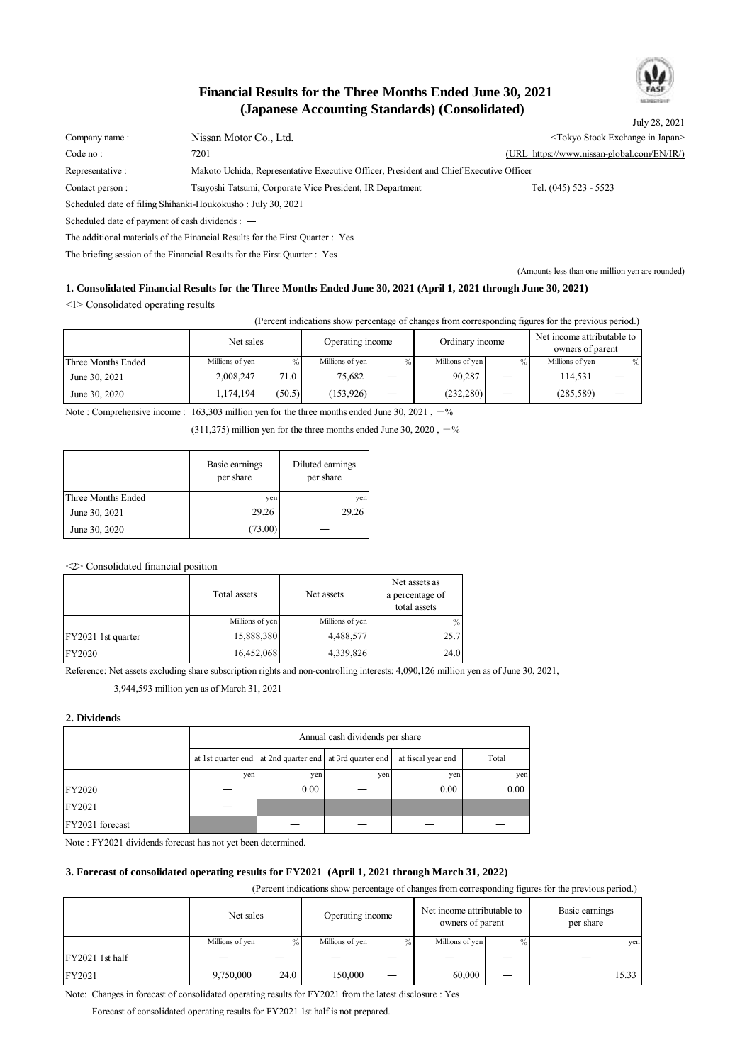# Financial Results for the Three Months Ended June 30, 2021
## (Japanese Accounting Standards) (Consolidated)

July 28, 2021

| | | |
|---|---|---|
| Company name : | Nissan Motor Co., Ltd. | <Tokyo Stock Exchange in Japan> |
| Code no : | 7201 | (URL https://www.nissan-global.com/EN/IR/) |
| Representative : | Makoto Uchida, Representative Executive Officer, President and Chief Executive Officer | |
| Contact person : | Tsuyoshi Tatsumi, Corporate Vice President, IR Department | Tel. (045) 523 - 5523 |

Scheduled date of filing Shihanki-Houkokusho : July 30, 2021

Scheduled date of payment of cash dividends : ―

The additional materials of the Financial Results for the First Quarter : Yes

The briefing session of the Financial Results for the First Quarter : Yes

(Amounts less than one million yen are rounded)

### 1. Consolidated Financial Results for the Three Months Ended June 30, 2021 (April 1, 2021 through June 30, 2021)

<1> Consolidated operating results

(Percent indications show percentage of changes from corresponding figures for the previous period.)

| | Net sales | | Operating income | | Ordinary income | | Net income attributable to owners of parent | |
|---|---|---|---|---|---|---|---|---|
| Three Months Ended | Millions of yen | % | Millions of yen | % | Millions of yen | % | Millions of yen | % |
| June 30, 2021 | 2,008,247 | 71.0 | 75,682 | ― | 90,287 | ― | 114,531 | ― |
| June 30, 2020 | 1,174,194 | (50.5) | (153,926) | ― | (232,280) | ― | (285,589) | ― |

Note : Comprehensive income : 163,303 million yen for the three months ended June 30, 2021 , －%

(311,275) million yen for the three months ended June 30, 2020 , －%

| | Basic earnings per share | Diluted earnings per share |
|---|---|---|
| Three Months Ended | yen | yen |
| June 30, 2021 | 29.26 | 29.26 |
| June 30, 2020 | (73.00) | ― |

<2> Consolidated financial position

| | Total assets | Net assets | Net assets as a percentage of total assets |
|---|---|---|---|
| | Millions of yen | Millions of yen | % |
| FY2021 1st quarter | 15,888,380 | 4,488,577 | 25.7 |
| FY2020 | 16,452,068 | 4,339,826 | 24.0 |

Reference: Net assets excluding share subscription rights and non-controlling interests: 4,090,126 million yen as of June 30, 2021,

3,944,593 million yen as of March 31, 2021

### 2. Dividends

| | Annual cash dividends per share | | | | |
|---|---|---|---|---|---|
| | at 1st quarter end | at 2nd quarter end | at 3rd quarter end | at fiscal year end | Total |
| | yen | yen | yen | yen | yen |
| FY2020 | ― | 0.00 | ― | 0.00 | 0.00 |
| FY2021 | ― | | | | |
| FY2021 forecast | | ― | ― | ― | ― |

Note : FY2021 dividends forecast has not yet been determined.

### 3. Forecast of consolidated operating results for FY2021 (April 1, 2021 through March 31, 2022)

(Percent indications show percentage of changes from corresponding figures for the previous period.)

| | Net sales | | Operating income | | Net income attributable to owners of parent | | Basic earnings per share |
|---|---|---|---|---|---|---|---|
| | Millions of yen | % | Millions of yen | % | Millions of yen | % | yen |
| FY2021 1st half | ― | ― | ― | ― | ― | ― | ― |
| FY2021 | 9,750,000 | 24.0 | 150,000 | ― | 60,000 | ― | 15.33 |

Note: Changes in forecast of consolidated operating results for FY2021 from the latest disclosure : Yes

Forecast of consolidated operating results for FY2021 1st half is not prepared.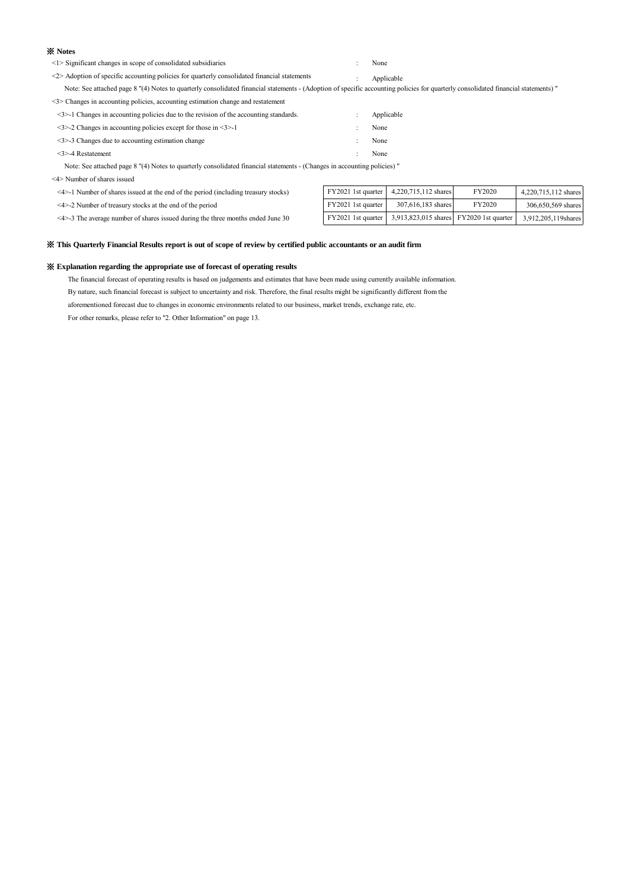## ※ Notes

<1> Significant changes in scope of consolidated subsidiaries : None

<2> Adoption of specific accounting policies for quarterly consolidated financial statements : Applicable

Note: See attached page 8 "(4) Notes to quarterly consolidated financial statements - (Adoption of specific accounting policies for quarterly consolidated financial statements) "

<3> Changes in accounting policies, accounting estimation change and restatement

<3>-1 Changes in accounting policies due to the revision of the accounting standards. : Applicable

<3>-2 Changes in accounting policies except for those in <3>-1 : None

<3>-3 Changes due to accounting estimation change : None

<3>-4 Restatement : None

Note: See attached page 8 "(4) Notes to quarterly consolidated financial statements - (Changes in accounting policies) "

<4> Number of shares issued

| | | | | |
|---|---|---|---|---|
| <4>-1 Number of shares issued at the end of the period (including treasury stocks) | FY2021 1st quarter | 4,220,715,112 shares | FY2020 | 4,220,715,112 shares |
| <4>-2 Number of treasury stocks at the end of the period | FY2021 1st quarter | 307,616,183 shares | FY2020 | 306,650,569 shares |
| <4>-3 The average number of shares issued during the three months ended June 30 | FY2021 1st quarter | 3,913,823,015 shares | FY2020 1st quarter | 3,912,205,119shares |

## ※ This Quarterly Financial Results report is out of scope of review by certified public accountants or an audit firm

## ※ Explanation regarding the appropriate use of forecast of operating results

The financial forecast of operating results is based on judgements and estimates that have been made using currently available information.
By nature, such financial forecast is subject to uncertainty and risk. Therefore, the final results might be significantly different from the aforementioned forecast due to changes in economic environments related to our business, market trends, exchange rate, etc.
For other remarks, please refer to "2. Other Information" on page 13.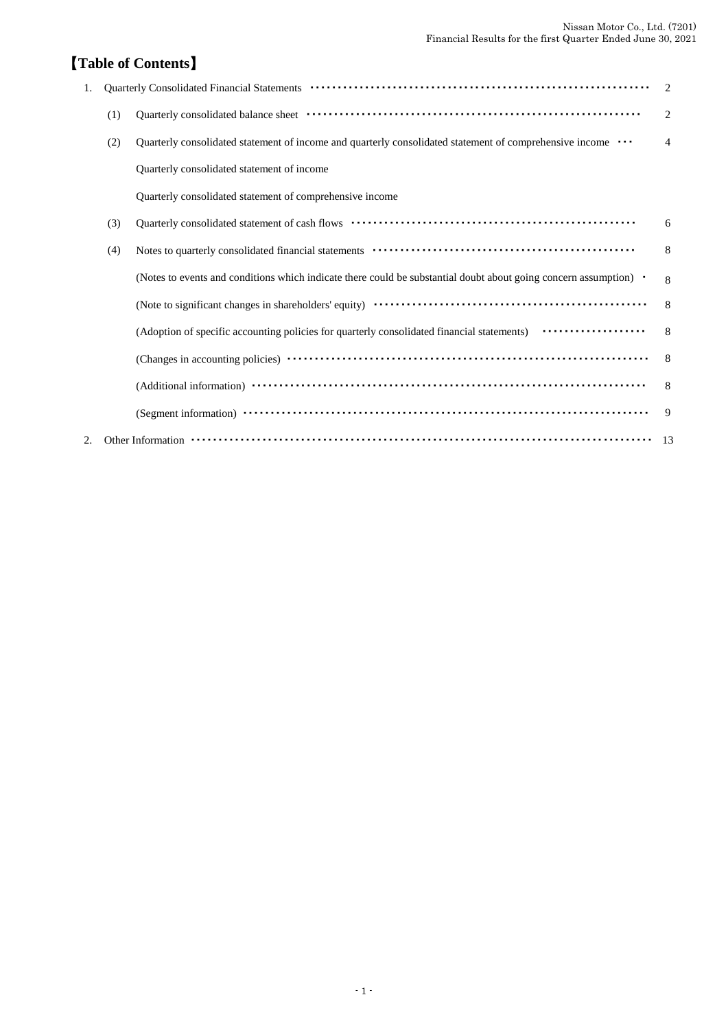# 【Table of Contents】

| | | | |
|---|---|---|---|
| 1. | Quarterly Consolidated Financial Statements | | 2 |
| | (1) | Quarterly consolidated balance sheet | 2 |
| | (2) | Quarterly consolidated statement of income and quarterly consolidated statement of comprehensive income | 4 |
| | | Quarterly consolidated statement of income | |
| | | Quarterly consolidated statement of comprehensive income | |
| | (3) | Quarterly consolidated statement of cash flows | 6 |
| | (4) | Notes to quarterly consolidated financial statements | 8 |
| | | (Notes to events and conditions which indicate there could be substantial doubt about going concern assumption) | 8 |
| | | (Note to significant changes in shareholders' equity) | 8 |
| | | (Adoption of specific accounting policies for quarterly consolidated financial statements) | 8 |
| | | (Changes in accounting policies) | 8 |
| | | (Additional information) | 8 |
| | | (Segment information) | 9 |
| 2. | Other Information | | 13 |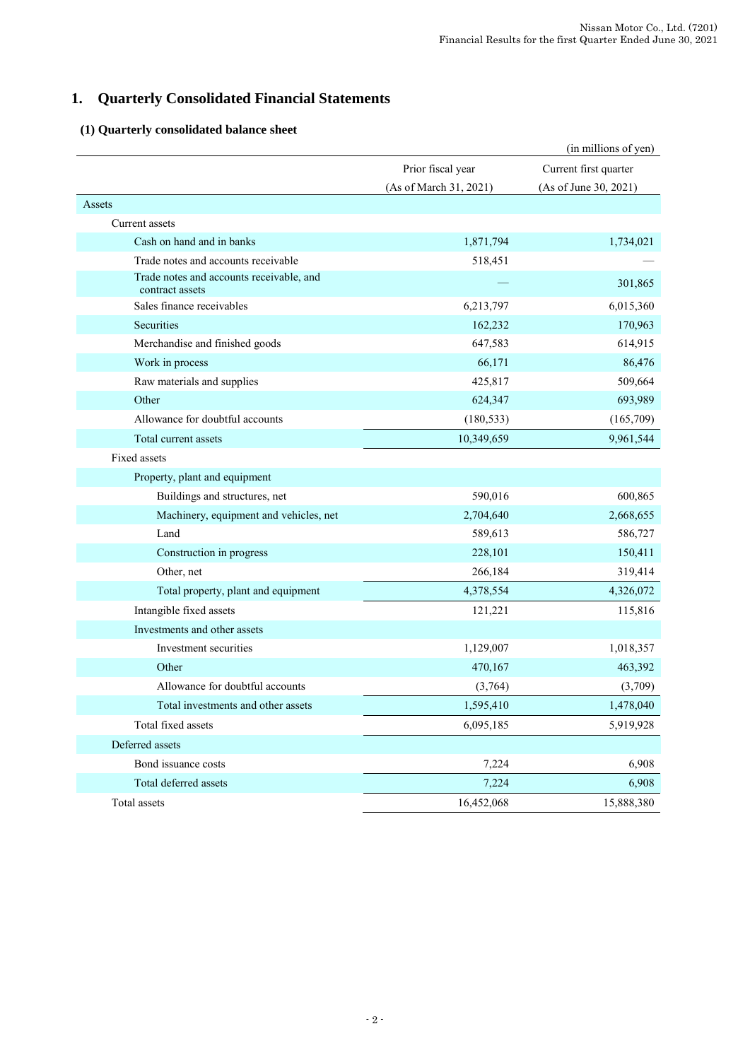# 1. Quarterly Consolidated Financial Statements

## (1) Quarterly consolidated balance sheet

(in millions of yen)

| | Prior fiscal year (As of March 31, 2021) | Current first quarter (As of June 30, 2021) |
|---|---|---|
| Assets | | |
| Current assets | | |
| Cash on hand and in banks | 1,871,794 | 1,734,021 |
| Trade notes and accounts receivable | 518,451 | — |
| Trade notes and accounts receivable, and contract assets | — | 301,865 |
| Sales finance receivables | 6,213,797 | 6,015,360 |
| Securities | 162,232 | 170,963 |
| Merchandise and finished goods | 647,583 | 614,915 |
| Work in process | 66,171 | 86,476 |
| Raw materials and supplies | 425,817 | 509,664 |
| Other | 624,347 | 693,989 |
| Allowance for doubtful accounts | (180,533) | (165,709) |
| Total current assets | 10,349,659 | 9,961,544 |
| Fixed assets | | |
| Property, plant and equipment | | |
| Buildings and structures, net | 590,016 | 600,865 |
| Machinery, equipment and vehicles, net | 2,704,640 | 2,668,655 |
| Land | 589,613 | 586,727 |
| Construction in progress | 228,101 | 150,411 |
| Other, net | 266,184 | 319,414 |
| Total property, plant and equipment | 4,378,554 | 4,326,072 |
| Intangible fixed assets | 121,221 | 115,816 |
| Investments and other assets | | |
| Investment securities | 1,129,007 | 1,018,357 |
| Other | 470,167 | 463,392 |
| Allowance for doubtful accounts | (3,764) | (3,709) |
| Total investments and other assets | 1,595,410 | 1,478,040 |
| Total fixed assets | 6,095,185 | 5,919,928 |
| Deferred assets | | |
| Bond issuance costs | 7,224 | 6,908 |
| Total deferred assets | 7,224 | 6,908 |
| Total assets | 16,452,068 | 15,888,380 |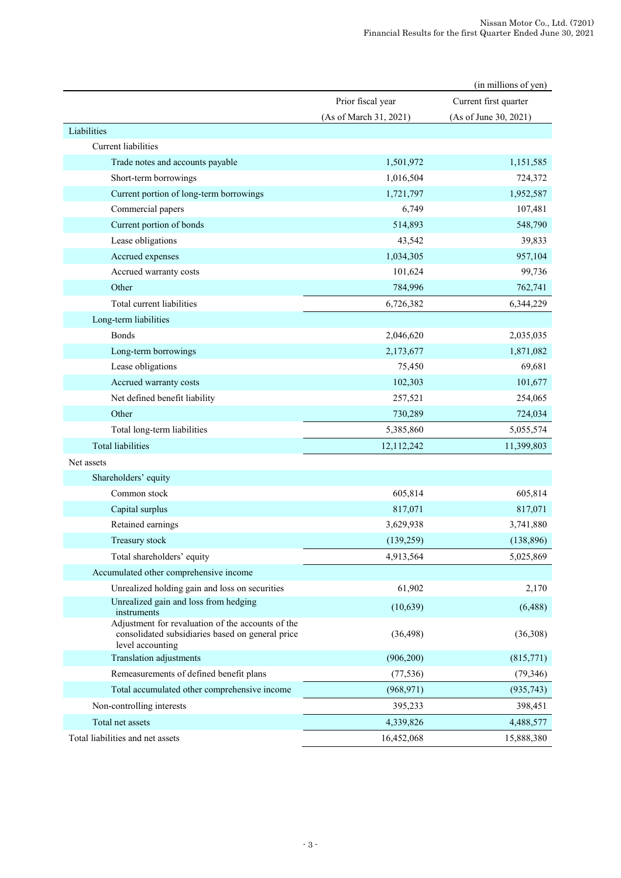(in millions of yen)

| | Prior fiscal year (As of March 31, 2021) | Current first quarter (As of June 30, 2021) |
|---|---|---|
| Liabilities | | |
| Current liabilities | | |
| Trade notes and accounts payable | 1,501,972 | 1,151,585 |
| Short-term borrowings | 1,016,504 | 724,372 |
| Current portion of long-term borrowings | 1,721,797 | 1,952,587 |
| Commercial papers | 6,749 | 107,481 |
| Current portion of bonds | 514,893 | 548,790 |
| Lease obligations | 43,542 | 39,833 |
| Accrued expenses | 1,034,305 | 957,104 |
| Accrued warranty costs | 101,624 | 99,736 |
| Other | 784,996 | 762,741 |
| Total current liabilities | 6,726,382 | 6,344,229 |
| Long-term liabilities | | |
| Bonds | 2,046,620 | 2,035,035 |
| Long-term borrowings | 2,173,677 | 1,871,082 |
| Lease obligations | 75,450 | 69,681 |
| Accrued warranty costs | 102,303 | 101,677 |
| Net defined benefit liability | 257,521 | 254,065 |
| Other | 730,289 | 724,034 |
| Total long-term liabilities | 5,385,860 | 5,055,574 |
| Total liabilities | 12,112,242 | 11,399,803 |
| Net assets | | |
| Shareholders' equity | | |
| Common stock | 605,814 | 605,814 |
| Capital surplus | 817,071 | 817,071 |
| Retained earnings | 3,629,938 | 3,741,880 |
| Treasury stock | (139,259) | (138,896) |
| Total shareholders' equity | 4,913,564 | 5,025,869 |
| Accumulated other comprehensive income | | |
| Unrealized holding gain and loss on securities | 61,902 | 2,170 |
| Unrealized gain and loss from hedging instruments | (10,639) | (6,488) |
| Adjustment for revaluation of the accounts of the consolidated subsidiaries based on general price level accounting | (36,498) | (36,308) |
| Translation adjustments | (906,200) | (815,771) |
| Remeasurements of defined benefit plans | (77,536) | (79,346) |
| Total accumulated other comprehensive income | (968,971) | (935,743) |
| Non-controlling interests | 395,233 | 398,451 |
| Total net assets | 4,339,826 | 4,488,577 |
| Total liabilities and net assets | 16,452,068 | 15,888,380 |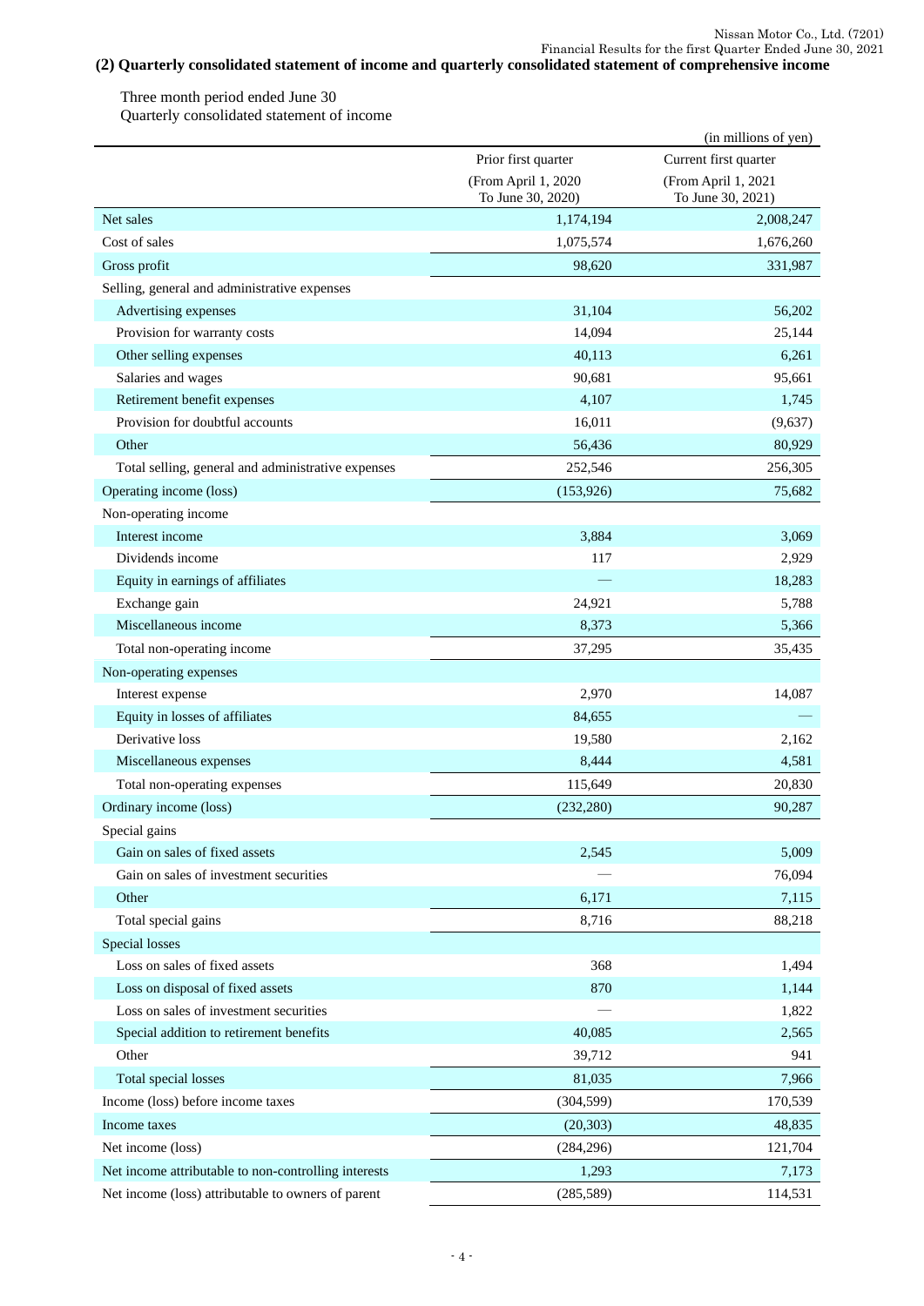### (2) Quarterly consolidated statement of income and quarterly consolidated statement of comprehensive income

Three month period ended June 30

Quarterly consolidated statement of income

(in millions of yen)

| | Prior first quarter (From April 1, 2020 To June 30, 2020) | Current first quarter (From April 1, 2021 To June 30, 2021) |
|---|---|---|
| Net sales | 1,174,194 | 2,008,247 |
| Cost of sales | 1,075,574 | 1,676,260 |
| Gross profit | 98,620 | 331,987 |
| Selling, general and administrative expenses | | |
| Advertising expenses | 31,104 | 56,202 |
| Provision for warranty costs | 14,094 | 25,144 |
| Other selling expenses | 40,113 | 6,261 |
| Salaries and wages | 90,681 | 95,661 |
| Retirement benefit expenses | 4,107 | 1,745 |
| Provision for doubtful accounts | 16,011 | (9,637) |
| Other | 56,436 | 80,929 |
| Total selling, general and administrative expenses | 252,546 | 256,305 |
| Operating income (loss) | (153,926) | 75,682 |
| Non-operating income | | |
| Interest income | 3,884 | 3,069 |
| Dividends income | 117 | 2,929 |
| Equity in earnings of affiliates | — | 18,283 |
| Exchange gain | 24,921 | 5,788 |
| Miscellaneous income | 8,373 | 5,366 |
| Total non-operating income | 37,295 | 35,435 |
| Non-operating expenses | | |
| Interest expense | 2,970 | 14,087 |
| Equity in losses of affiliates | 84,655 | — |
| Derivative loss | 19,580 | 2,162 |
| Miscellaneous expenses | 8,444 | 4,581 |
| Total non-operating expenses | 115,649 | 20,830 |
| Ordinary income (loss) | (232,280) | 90,287 |
| Special gains | | |
| Gain on sales of fixed assets | 2,545 | 5,009 |
| Gain on sales of investment securities | — | 76,094 |
| Other | 6,171 | 7,115 |
| Total special gains | 8,716 | 88,218 |
| Special losses | | |
| Loss on sales of fixed assets | 368 | 1,494 |
| Loss on disposal of fixed assets | 870 | 1,144 |
| Loss on sales of investment securities | — | 1,822 |
| Special addition to retirement benefits | 40,085 | 2,565 |
| Other | 39,712 | 941 |
| Total special losses | 81,035 | 7,966 |
| Income (loss) before income taxes | (304,599) | 170,539 |
| Income taxes | (20,303) | 48,835 |
| Net income (loss) | (284,296) | 121,704 |
| Net income attributable to non-controlling interests | 1,293 | 7,173 |
| Net income (loss) attributable to owners of parent | (285,589) | 114,531 |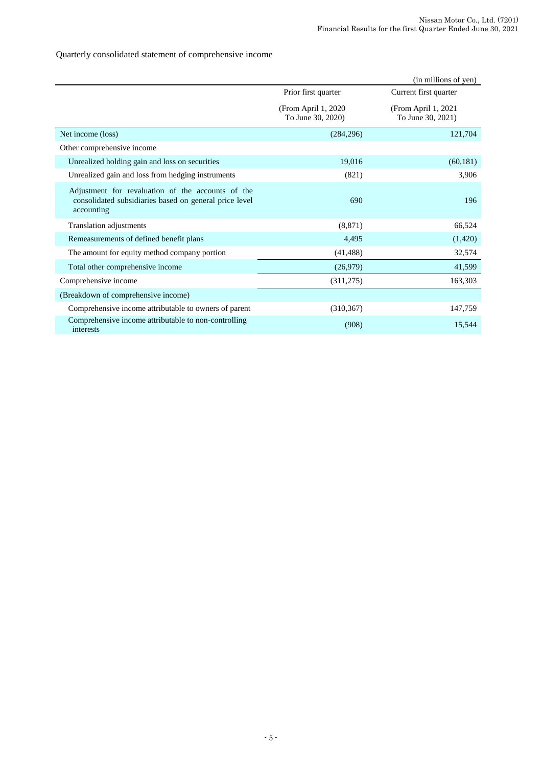Quarterly consolidated statement of comprehensive income

(in millions of yen)

| | Prior first quarter (From April 1, 2020 To June 30, 2020) | Current first quarter (From April 1, 2021 To June 30, 2021) |
|---|---|---|
| Net income (loss) | (284,296) | 121,704 |
| Other comprehensive income | | |
| Unrealized holding gain and loss on securities | 19,016 | (60,181) |
| Unrealized gain and loss from hedging instruments | (821) | 3,906 |
| Adjustment for revaluation of the accounts of the consolidated subsidiaries based on general price level accounting | 690 | 196 |
| Translation adjustments | (8,871) | 66,524 |
| Remeasurements of defined benefit plans | 4,495 | (1,420) |
| The amount for equity method company portion | (41,488) | 32,574 |
| Total other comprehensive income | (26,979) | 41,599 |
| Comprehensive income | (311,275) | 163,303 |
| (Breakdown of comprehensive income) | | |
| Comprehensive income attributable to owners of parent | (310,367) | 147,759 |
| Comprehensive income attributable to non-controlling interests | (908) | 15,544 |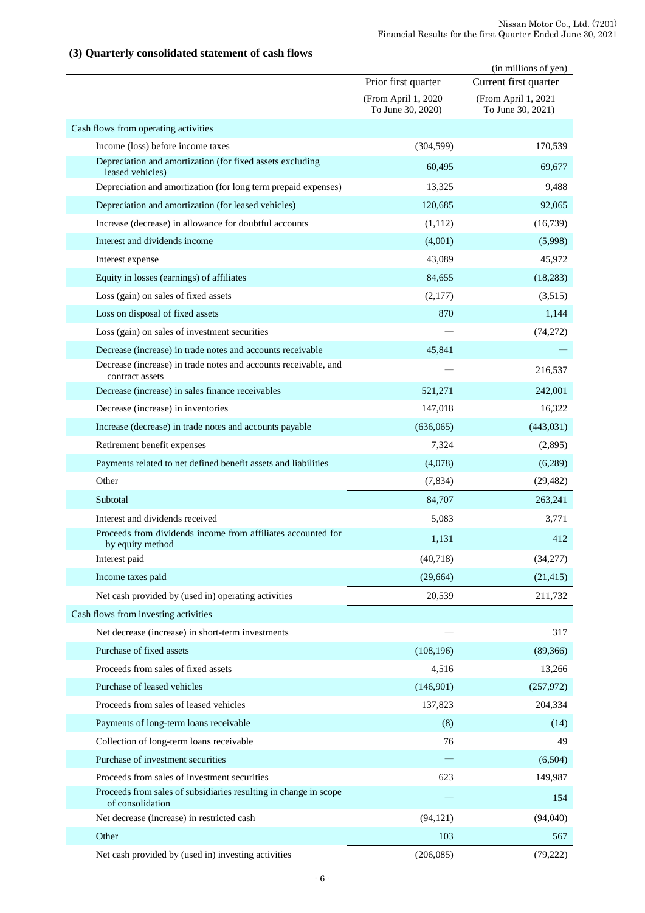### (3) Quarterly consolidated statement of cash flows

(in millions of yen)

| | Prior first quarter (From April 1, 2020 To June 30, 2020) | Current first quarter (From April 1, 2021 To June 30, 2021) |
|---|---|---|
| Cash flows from operating activities | | |
| Income (loss) before income taxes | (304,599) | 170,539 |
| Depreciation and amortization (for fixed assets excluding leased vehicles) | 60,495 | 69,677 |
| Depreciation and amortization (for long term prepaid expenses) | 13,325 | 9,488 |
| Depreciation and amortization (for leased vehicles) | 120,685 | 92,065 |
| Increase (decrease) in allowance for doubtful accounts | (1,112) | (16,739) |
| Interest and dividends income | (4,001) | (5,998) |
| Interest expense | 43,089 | 45,972 |
| Equity in losses (earnings) of affiliates | 84,655 | (18,283) |
| Loss (gain) on sales of fixed assets | (2,177) | (3,515) |
| Loss on disposal of fixed assets | 870 | 1,144 |
| Loss (gain) on sales of investment securities | — | (74,272) |
| Decrease (increase) in trade notes and accounts receivable | 45,841 | — |
| Decrease (increase) in trade notes and accounts receivable, and contract assets | — | 216,537 |
| Decrease (increase) in sales finance receivables | 521,271 | 242,001 |
| Decrease (increase) in inventories | 147,018 | 16,322 |
| Increase (decrease) in trade notes and accounts payable | (636,065) | (443,031) |
| Retirement benefit expenses | 7,324 | (2,895) |
| Payments related to net defined benefit assets and liabilities | (4,078) | (6,289) |
| Other | (7,834) | (29,482) |
| Subtotal | 84,707 | 263,241 |
| Interest and dividends received | 5,083 | 3,771 |
| Proceeds from dividends income from affiliates accounted for by equity method | 1,131 | 412 |
| Interest paid | (40,718) | (34,277) |
| Income taxes paid | (29,664) | (21,415) |
| Net cash provided by (used in) operating activities | 20,539 | 211,732 |
| Cash flows from investing activities | | |
| Net decrease (increase) in short-term investments | — | 317 |
| Purchase of fixed assets | (108,196) | (89,366) |
| Proceeds from sales of fixed assets | 4,516 | 13,266 |
| Purchase of leased vehicles | (146,901) | (257,972) |
| Proceeds from sales of leased vehicles | 137,823 | 204,334 |
| Payments of long-term loans receivable | (8) | (14) |
| Collection of long-term loans receivable | 76 | 49 |
| Purchase of investment securities | — | (6,504) |
| Proceeds from sales of investment securities | 623 | 149,987 |
| Proceeds from sales of subsidiaries resulting in change in scope of consolidation | — | 154 |
| Net decrease (increase) in restricted cash | (94,121) | (94,040) |
| Other | 103 | 567 |
| Net cash provided by (used in) investing activities | (206,085) | (79,222) |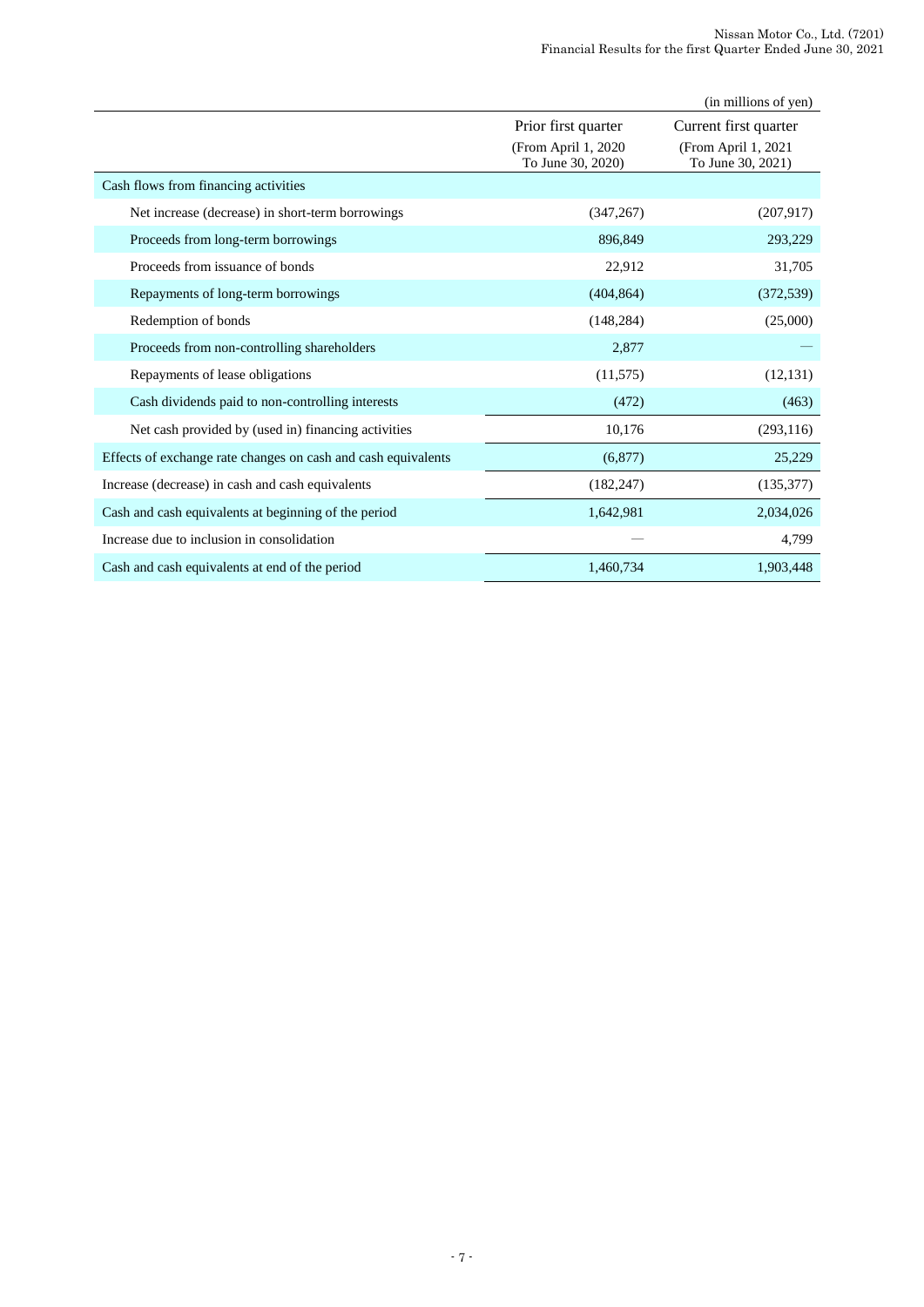(in millions of yen)

| | Prior first quarter (From April 1, 2020 To June 30, 2020) | Current first quarter (From April 1, 2021 To June 30, 2021) |
|---|---|---|
| Cash flows from financing activities | | |
| Net increase (decrease) in short-term borrowings | (347,267) | (207,917) |
| Proceeds from long-term borrowings | 896,849 | 293,229 |
| Proceeds from issuance of bonds | 22,912 | 31,705 |
| Repayments of long-term borrowings | (404,864) | (372,539) |
| Redemption of bonds | (148,284) | (25,000) |
| Proceeds from non-controlling shareholders | 2,877 | — |
| Repayments of lease obligations | (11,575) | (12,131) |
| Cash dividends paid to non-controlling interests | (472) | (463) |
| Net cash provided by (used in) financing activities | 10,176 | (293,116) |
| Effects of exchange rate changes on cash and cash equivalents | (6,877) | 25,229 |
| Increase (decrease) in cash and cash equivalents | (182,247) | (135,377) |
| Cash and cash equivalents at beginning of the period | 1,642,981 | 2,034,026 |
| Increase due to inclusion in consolidation | — | 4,799 |
| Cash and cash equivalents at end of the period | 1,460,734 | 1,903,448 |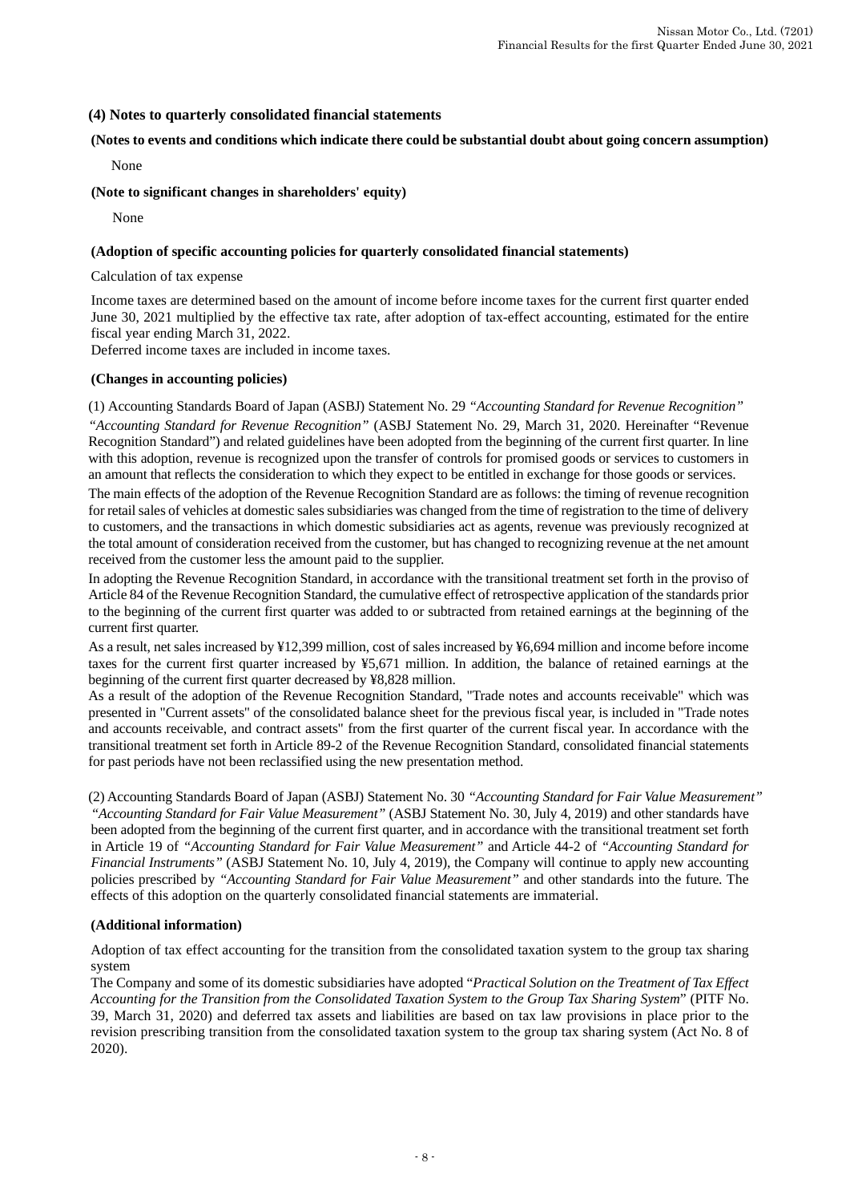### (4) Notes to quarterly consolidated financial statements

**(Notes to events and conditions which indicate there could be substantial doubt about going concern assumption)**

None

**(Note to significant changes in shareholders' equity)**

None

**(Adoption of specific accounting policies for quarterly consolidated financial statements)**

Calculation of tax expense

Income taxes are determined based on the amount of income before income taxes for the current first quarter ended June 30, 2021 multiplied by the effective tax rate, after adoption of tax-effect accounting, estimated for the entire fiscal year ending March 31, 2022.
Deferred income taxes are included in income taxes.

**(Changes in accounting policies)**

(1) Accounting Standards Board of Japan (ASBJ) Statement No. 29 *"Accounting Standard for Revenue Recognition"*

*"Accounting Standard for Revenue Recognition"* (ASBJ Statement No. 29, March 31, 2020. Hereinafter "Revenue Recognition Standard") and related guidelines have been adopted from the beginning of the current first quarter. In line with this adoption, revenue is recognized upon the transfer of controls for promised goods or services to customers in an amount that reflects the consideration to which they expect to be entitled in exchange for those goods or services.

The main effects of the adoption of the Revenue Recognition Standard are as follows: the timing of revenue recognition for retail sales of vehicles at domestic sales subsidiaries was changed from the time of registration to the time of delivery to customers, and the transactions in which domestic subsidiaries act as agents, revenue was previously recognized at the total amount of consideration received from the customer, but has changed to recognizing revenue at the net amount received from the customer less the amount paid to the supplier.

In adopting the Revenue Recognition Standard, in accordance with the transitional treatment set forth in the proviso of Article 84 of the Revenue Recognition Standard, the cumulative effect of retrospective application of the standards prior to the beginning of the current first quarter was added to or subtracted from retained earnings at the beginning of the current first quarter.

As a result, net sales increased by ¥12,399 million, cost of sales increased by ¥6,694 million and income before income taxes for the current first quarter increased by ¥5,671 million. In addition, the balance of retained earnings at the beginning of the current first quarter decreased by ¥8,828 million.
As a result of the adoption of the Revenue Recognition Standard, "Trade notes and accounts receivable" which was presented in "Current assets" of the consolidated balance sheet for the previous fiscal year, is included in "Trade notes and accounts receivable, and contract assets" from the first quarter of the current fiscal year. In accordance with the transitional treatment set forth in Article 89-2 of the Revenue Recognition Standard, consolidated financial statements for past periods have not been reclassified using the new presentation method.

(2) Accounting Standards Board of Japan (ASBJ) Statement No. 30 *"Accounting Standard for Fair Value Measurement"*
*"Accounting Standard for Fair Value Measurement"* (ASBJ Statement No. 30, July 4, 2019) and other standards have been adopted from the beginning of the current first quarter, and in accordance with the transitional treatment set forth in Article 19 of *"Accounting Standard for Fair Value Measurement"* and Article 44-2 of *"Accounting Standard for Financial Instruments"* (ASBJ Statement No. 10, July 4, 2019), the Company will continue to apply new accounting policies prescribed by *"Accounting Standard for Fair Value Measurement"* and other standards into the future. The effects of this adoption on the quarterly consolidated financial statements are immaterial.

**(Additional information)**

Adoption of tax effect accounting for the transition from the consolidated taxation system to the group tax sharing system
The Company and some of its domestic subsidiaries have adopted "*Practical Solution on the Treatment of Tax Effect Accounting for the Transition from the Consolidated Taxation System to the Group Tax Sharing System*" (PITF No. 39, March 31, 2020) and deferred tax assets and liabilities are based on tax law provisions in place prior to the revision prescribing transition from the consolidated taxation system to the group tax sharing system (Act No. 8 of 2020).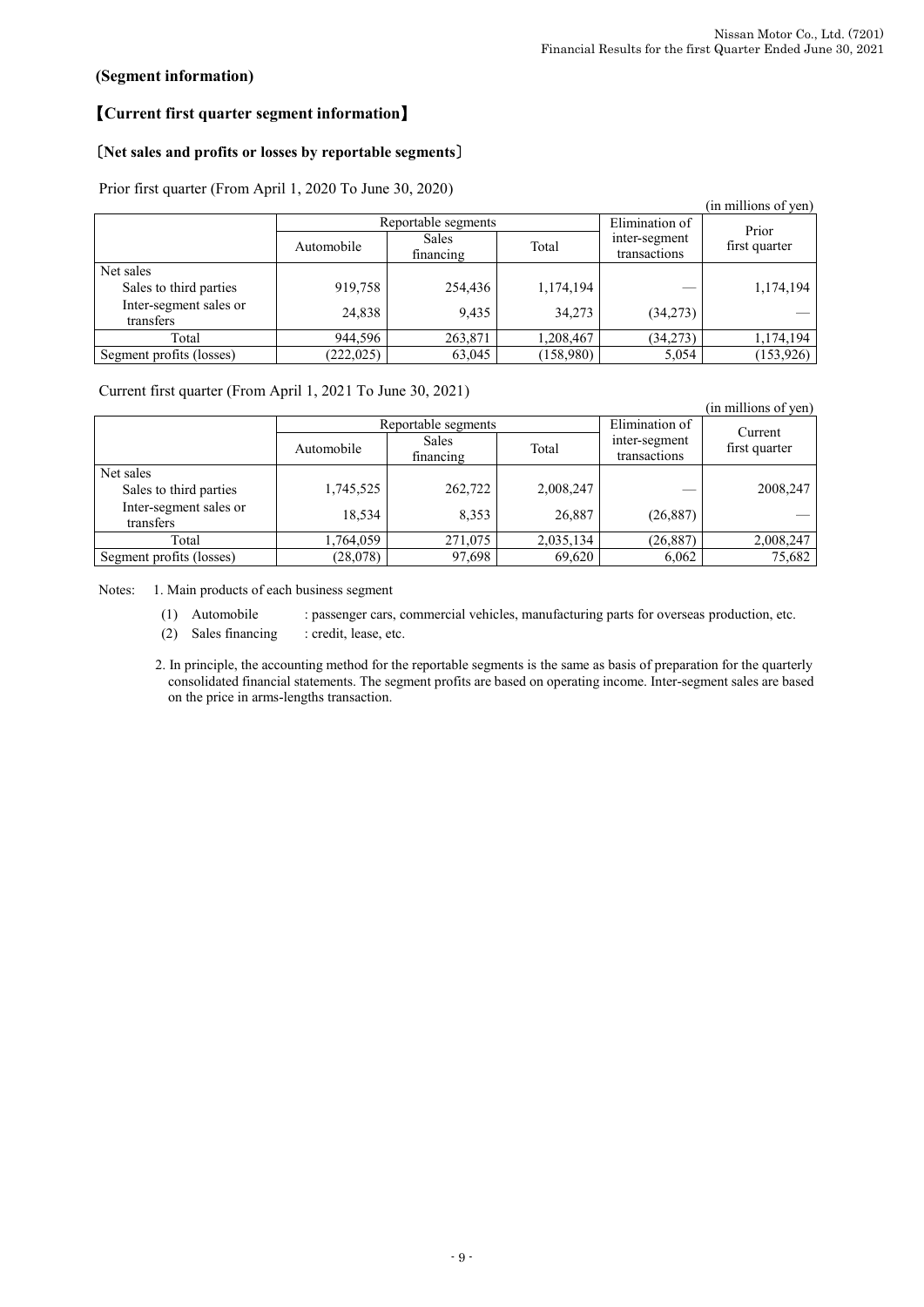**(Segment information)**

## 【Current first quarter segment information】

### 〔Net sales and profits or losses by reportable segments〕

Prior first quarter (From April 1, 2020 To June 30, 2020)

(in millions of yen)

| | Reportable segments | | | Elimination of inter-segment transactions | Prior first quarter |
|---|---|---|---|---|---|
| | Automobile | Sales financing | Total | | |
| Net sales | | | | | |
| Sales to third parties | 919,758 | 254,436 | 1,174,194 | — | 1,174,194 |
| Inter-segment sales or transfers | 24,838 | 9,435 | 34,273 | (34,273) | — |
| Total | 944,596 | 263,871 | 1,208,467 | (34,273) | 1,174,194 |
| Segment profits (losses) | (222,025) | 63,045 | (158,980) | 5,054 | (153,926) |

Current first quarter (From April 1, 2021 To June 30, 2021)

(in millions of yen)

| | Reportable segments | | | Elimination of inter-segment transactions | Current first quarter |
|---|---|---|---|---|---|
| | Automobile | Sales financing | Total | | |
| Net sales | | | | | |
| Sales to third parties | 1,745,525 | 262,722 | 2,008,247 | — | 2008,247 |
| Inter-segment sales or transfers | 18,534 | 8,353 | 26,887 | (26,887) | — |
| Total | 1,764,059 | 271,075 | 2,035,134 | (26,887) | 2,008,247 |
| Segment profits (losses) | (28,078) | 97,698 | 69,620 | 6,062 | 75,682 |

Notes: 1. Main products of each business segment

(1) Automobile : passenger cars, commercial vehicles, manufacturing parts for overseas production, etc.

(2) Sales financing : credit, lease, etc.

2. In principle, the accounting method for the reportable segments is the same as basis of preparation for the quarterly consolidated financial statements. The segment profits are based on operating income. Inter-segment sales are based on the price in arms-lengths transaction.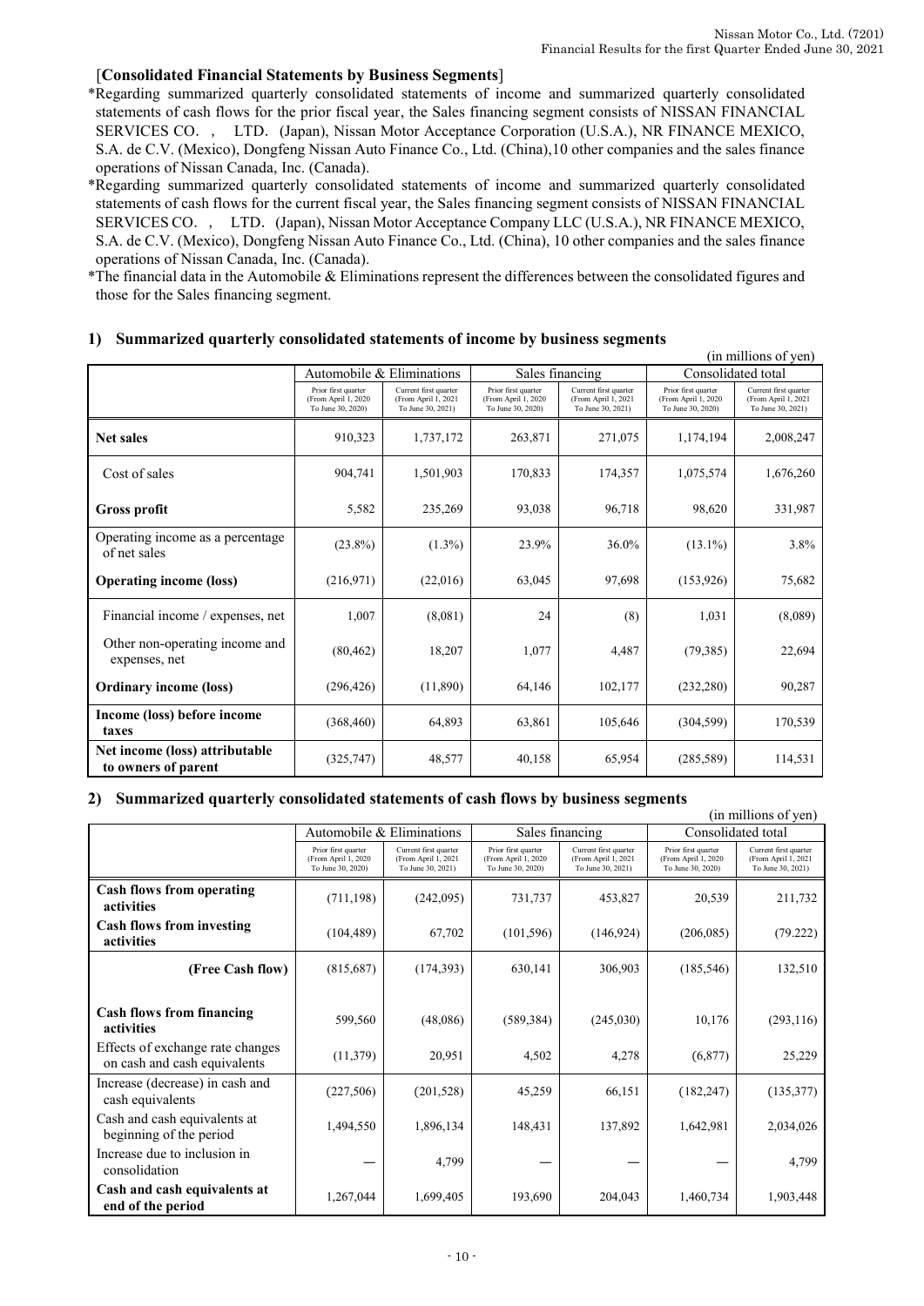[**Consolidated Financial Statements by Business Segments**]

*Regarding summarized quarterly consolidated statements of income and summarized quarterly consolidated statements of cash flows for the prior fiscal year, the Sales financing segment consists of NISSAN FINANCIAL SERVICES CO.， LTD. (Japan), Nissan Motor Acceptance Corporation (U.S.A.), NR FINANCE MEXICO, S.A. de C.V. (Mexico), Dongfeng Nissan Auto Finance Co., Ltd. (China),10 other companies and the sales finance operations of Nissan Canada, Inc. (Canada).

*Regarding summarized quarterly consolidated statements of income and summarized quarterly consolidated statements of cash flows for the current fiscal year, the Sales financing segment consists of NISSAN FINANCIAL SERVICES CO.， LTD. (Japan), Nissan Motor Acceptance Company LLC (U.S.A.), NR FINANCE MEXICO, S.A. de C.V. (Mexico), Dongfeng Nissan Auto Finance Co., Ltd. (China), 10 other companies and the sales finance operations of Nissan Canada, Inc. (Canada).

*The financial data in the Automobile & Eliminations represent the differences between the consolidated figures and those for the Sales financing segment.

### 1) Summarized quarterly consolidated statements of income by business segments

(in millions of yen)

| | Automobile & Eliminations | | Sales financing | | Consolidated total | |
|---|---|---|---|---|---|---|
| | Prior first quarter (From April 1, 2020 To June 30, 2020) | Current first quarter (From April 1, 2021 To June 30, 2021) | Prior first quarter (From April 1, 2020 To June 30, 2020) | Current first quarter (From April 1, 2021 To June 30, 2021) | Prior first quarter (From April 1, 2020 To June 30, 2020) | Current first quarter (From April 1, 2021 To June 30, 2021) |
| **Net sales** | 910,323 | 1,737,172 | 263,871 | 271,075 | 1,174,194 | 2,008,247 |
| Cost of sales | 904,741 | 1,501,903 | 170,833 | 174,357 | 1,075,574 | 1,676,260 |
| **Gross profit** | 5,582 | 235,269 | 93,038 | 96,718 | 98,620 | 331,987 |
| Operating income as a percentage of net sales | (23.8%) | (1.3%) | 23.9% | 36.0% | (13.1%) | 3.8% |
| **Operating income (loss)** | (216,971) | (22,016) | 63,045 | 97,698 | (153,926) | 75,682 |
| Financial income / expenses, net | 1,007 | (8,081) | 24 | (8) | 1,031 | (8,089) |
| Other non-operating income and expenses, net | (80,462) | 18,207 | 1,077 | 4,487 | (79,385) | 22,694 |
| **Ordinary income (loss)** | (296,426) | (11,890) | 64,146 | 102,177 | (232,280) | 90,287 |
| **Income (loss) before income taxes** | (368,460) | 64,893 | 63,861 | 105,646 | (304,599) | 170,539 |
| **Net income (loss) attributable to owners of parent** | (325,747) | 48,577 | 40,158 | 65,954 | (285,589) | 114,531 |

### 2) Summarized quarterly consolidated statements of cash flows by business segments

(in millions of yen)

| | Automobile & Eliminations | | Sales financing | | Consolidated total | |
|---|---|---|---|---|---|---|
| | Prior first quarter (From April 1, 2020 To June 30, 2020) | Current first quarter (From April 1, 2021 To June 30, 2021) | Prior first quarter (From April 1, 2020 To June 30, 2020) | Current first quarter (From April 1, 2021 To June 30, 2021) | Prior first quarter (From April 1, 2020 To June 30, 2020) | Current first quarter (From April 1, 2021 To June 30, 2021) |
| **Cash flows from operating activities** | (711,198) | (242,095) | 731,737 | 453,827 | 20,539 | 211,732 |
| **Cash flows from investing activities** | (104,489) | 67,702 | (101,596) | (146,924) | (206,085) | (79.222) |
| **(Free Cash flow)** | (815,687) | (174,393) | 630,141 | 306,903 | (185,546) | 132,510 |
| **Cash flows from financing activities** | 599,560 | (48,086) | (589,384) | (245,030) | 10,176 | (293,116) |
| Effects of exchange rate changes on cash and cash equivalents | (11,379) | 20,951 | 4,502 | 4,278 | (6,877) | 25,229 |
| Increase (decrease) in cash and cash equivalents | (227,506) | (201,528) | 45,259 | 66,151 | (182,247) | (135,377) |
| Cash and cash equivalents at beginning of the period | 1,494,550 | 1,896,134 | 148,431 | 137,892 | 1,642,981 | 2,034,026 |
| Increase due to inclusion in consolidation | ― | 4,799 | ― | ― | ― | 4,799 |
| **Cash and cash equivalents at end of the period** | 1,267,044 | 1,699,405 | 193,690 | 204,043 | 1,460,734 | 1,903,448 |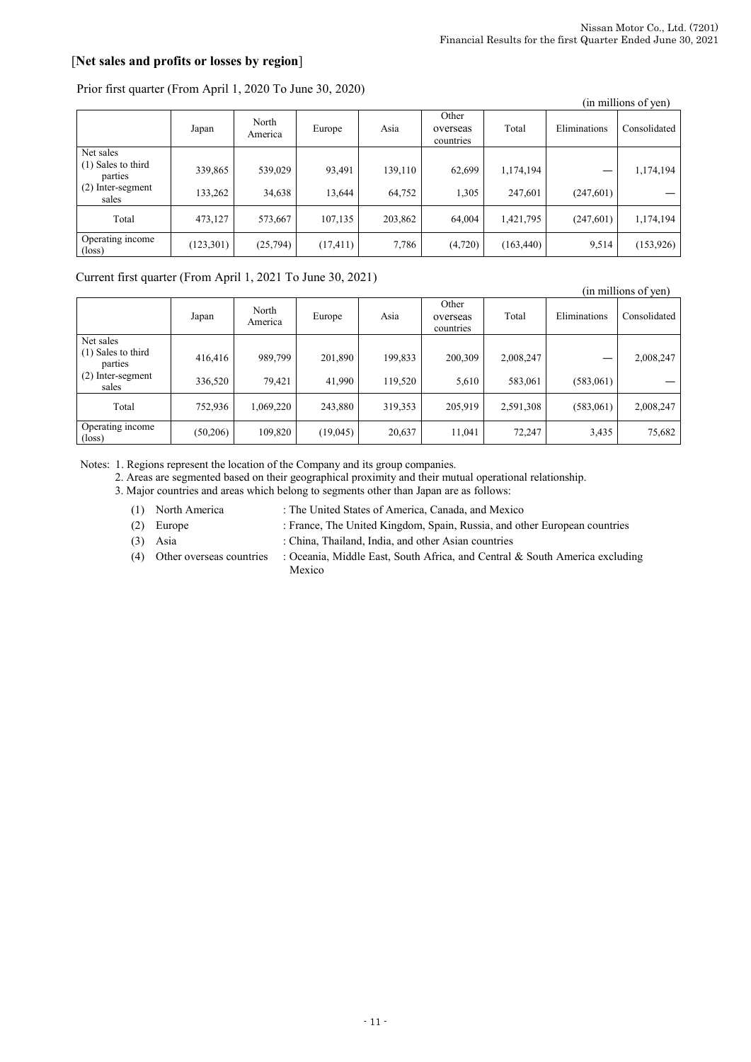## [Net sales and profits or losses by region]

Prior first quarter (From April 1, 2020 To June 30, 2020)

(in millions of yen)

| | Japan | North America | Europe | Asia | Other overseas countries | Total | Eliminations | Consolidated |
|---|---|---|---|---|---|---|---|---|
| Net sales<br>(1) Sales to third parties | 339,865 | 539,029 | 93,491 | 139,110 | 62,699 | 1,174,194 | — | 1,174,194 |
| (2) Inter-segment sales | 133,262 | 34,638 | 13,644 | 64,752 | 1,305 | 247,601 | (247,601) | — |
| Total | 473,127 | 573,667 | 107,135 | 203,862 | 64,004 | 1,421,795 | (247,601) | 1,174,194 |
| Operating income (loss) | (123,301) | (25,794) | (17,411) | 7,786 | (4,720) | (163,440) | 9,514 | (153,926) |

Current first quarter (From April 1, 2021 To June 30, 2021)

(in millions of yen)

| | Japan | North America | Europe | Asia | Other overseas countries | Total | Eliminations | Consolidated |
|---|---|---|---|---|---|---|---|---|
| Net sales<br>(1) Sales to third parties | 416,416 | 989,799 | 201,890 | 199,833 | 200,309 | 2,008,247 | — | 2,008,247 |
| (2) Inter-segment sales | 336,520 | 79,421 | 41,990 | 119,520 | 5,610 | 583,061 | (583,061) | — |
| Total | 752,936 | 1,069,220 | 243,880 | 319,353 | 205,919 | 2,591,308 | (583,061) | 2,008,247 |
| Operating income (loss) | (50,206) | 109,820 | (19,045) | 20,637 | 11,041 | 72,247 | 3,435 | 75,682 |

Notes: 1. Regions represent the location of the Company and its group companies.
2. Areas are segmented based on their geographical proximity and their mutual operational relationship.
3. Major countries and areas which belong to segments other than Japan are as follows:

(1) North America : The United States of America, Canada, and Mexico
(2) Europe : France, The United Kingdom, Spain, Russia, and other European countries
(3) Asia : China, Thailand, India, and other Asian countries
(4) Other overseas countries : Oceania, Middle East, South Africa, and Central & South America excluding Mexico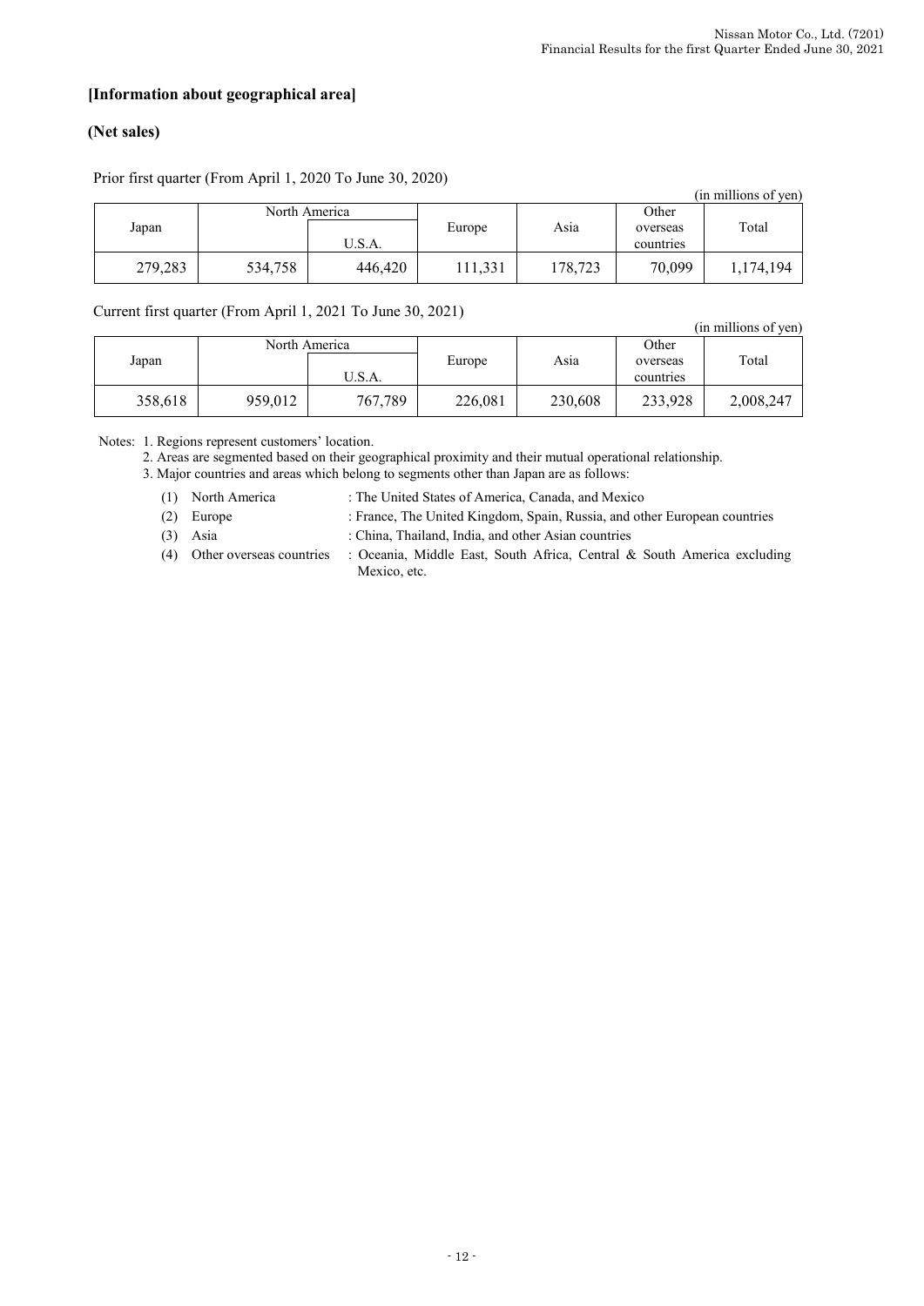## [Information about geographical area]

### (Net sales)

Prior first quarter (From April 1, 2020 To June 30, 2020)

(in millions of yen)

| Japan | North America | | Europe | Asia | Other overseas countries | Total |
|---|---|---|---|---|---|---|
| | | U.S.A. | | | | |
| 279,283 | 534,758 | 446,420 | 111,331 | 178,723 | 70,099 | 1,174,194 |

Current first quarter (From April 1, 2021 To June 30, 2021)

(in millions of yen)

| Japan | North America | | Europe | Asia | Other overseas countries | Total |
|---|---|---|---|---|---|---|
| | | U.S.A. | | | | |
| 358,618 | 959,012 | 767,789 | 226,081 | 230,608 | 233,928 | 2,008,247 |

Notes:
1. Regions represent customers' location.
2. Areas are segmented based on their geographical proximity and their mutual operational relationship.
3. Major countries and areas which belong to segments other than Japan are as follows:
   - (1) North America : The United States of America, Canada, and Mexico
   - (2) Europe : France, The United Kingdom, Spain, Russia, and other European countries
   - (3) Asia : China, Thailand, India, and other Asian countries
   - (4) Other overseas countries : Oceania, Middle East, South Africa, Central & South America excluding Mexico, etc.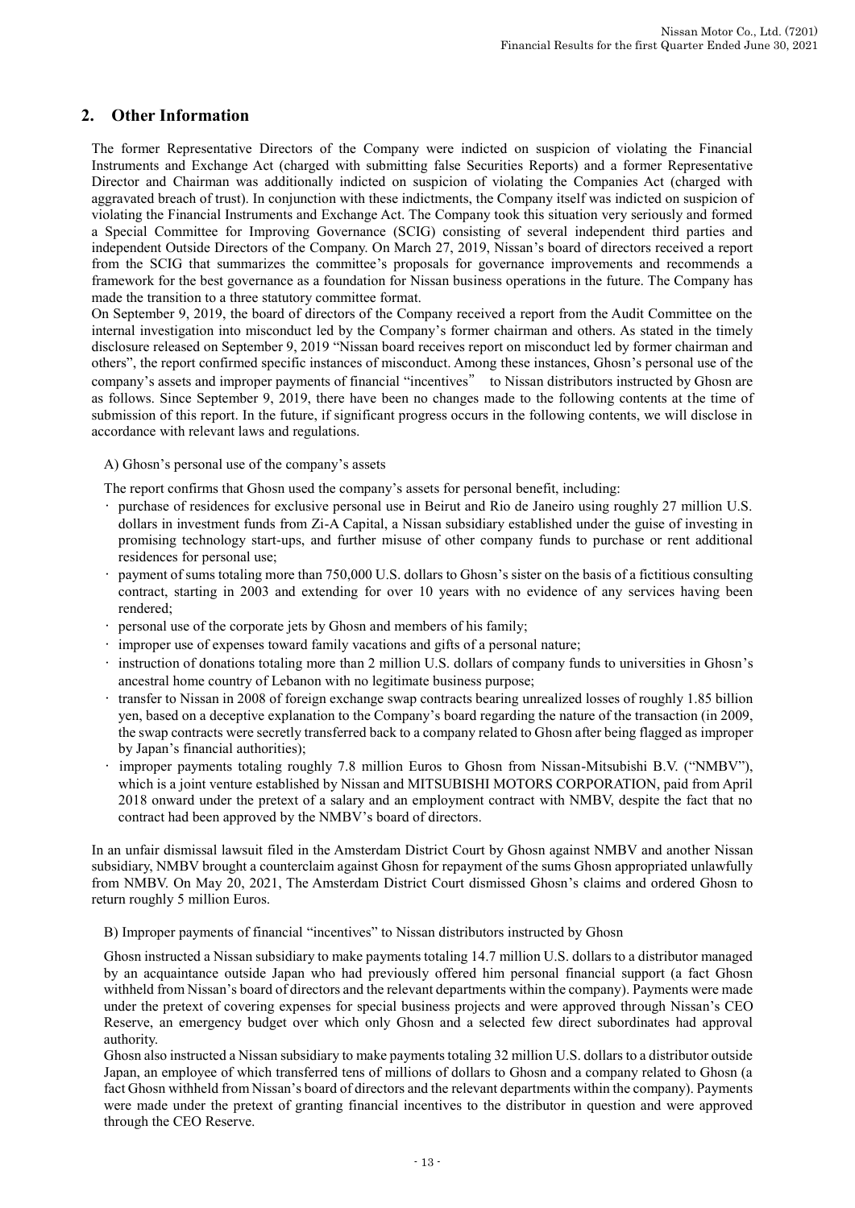## 2. Other Information

The former Representative Directors of the Company were indicted on suspicion of violating the Financial Instruments and Exchange Act (charged with submitting false Securities Reports) and a former Representative Director and Chairman was additionally indicted on suspicion of violating the Companies Act (charged with aggravated breach of trust). In conjunction with these indictments, the Company itself was indicted on suspicion of violating the Financial Instruments and Exchange Act. The Company took this situation very seriously and formed a Special Committee for Improving Governance (SCIG) consisting of several independent third parties and independent Outside Directors of the Company. On March 27, 2019, Nissan's board of directors received a report from the SCIG that summarizes the committee's proposals for governance improvements and recommends a framework for the best governance as a foundation for Nissan business operations in the future. The Company has made the transition to a three statutory committee format.

On September 9, 2019, the board of directors of the Company received a report from the Audit Committee on the internal investigation into misconduct led by the Company's former chairman and others. As stated in the timely disclosure released on September 9, 2019 "Nissan board receives report on misconduct led by former chairman and others", the report confirmed specific instances of misconduct. Among these instances, Ghosn's personal use of the company's assets and improper payments of financial "incentives" to Nissan distributors instructed by Ghosn are as follows. Since September 9, 2019, there have been no changes made to the following contents at the time of submission of this report. In the future, if significant progress occurs in the following contents, we will disclose in accordance with relevant laws and regulations.

A) Ghosn's personal use of the company's assets

The report confirms that Ghosn used the company's assets for personal benefit, including:

- purchase of residences for exclusive personal use in Beirut and Rio de Janeiro using roughly 27 million U.S. dollars in investment funds from Zi-A Capital, a Nissan subsidiary established under the guise of investing in promising technology start-ups, and further misuse of other company funds to purchase or rent additional residences for personal use;
- payment of sums totaling more than 750,000 U.S. dollars to Ghosn's sister on the basis of a fictitious consulting contract, starting in 2003 and extending for over 10 years with no evidence of any services having been rendered;
- personal use of the corporate jets by Ghosn and members of his family;
- improper use of expenses toward family vacations and gifts of a personal nature;
- instruction of donations totaling more than 2 million U.S. dollars of company funds to universities in Ghosn's ancestral home country of Lebanon with no legitimate business purpose;
- transfer to Nissan in 2008 of foreign exchange swap contracts bearing unrealized losses of roughly 1.85 billion yen, based on a deceptive explanation to the Company's board regarding the nature of the transaction (in 2009, the swap contracts were secretly transferred back to a company related to Ghosn after being flagged as improper by Japan's financial authorities);
- improper payments totaling roughly 7.8 million Euros to Ghosn from Nissan-Mitsubishi B.V. ("NMBV"), which is a joint venture established by Nissan and MITSUBISHI MOTORS CORPORATION, paid from April 2018 onward under the pretext of a salary and an employment contract with NMBV, despite the fact that no contract had been approved by the NMBV's board of directors.

In an unfair dismissal lawsuit filed in the Amsterdam District Court by Ghosn against NMBV and another Nissan subsidiary, NMBV brought a counterclaim against Ghosn for repayment of the sums Ghosn appropriated unlawfully from NMBV. On May 20, 2021, The Amsterdam District Court dismissed Ghosn's claims and ordered Ghosn to return roughly 5 million Euros.

B) Improper payments of financial "incentives" to Nissan distributors instructed by Ghosn

Ghosn instructed a Nissan subsidiary to make payments totaling 14.7 million U.S. dollars to a distributor managed by an acquaintance outside Japan who had previously offered him personal financial support (a fact Ghosn withheld from Nissan's board of directors and the relevant departments within the company). Payments were made under the pretext of covering expenses for special business projects and were approved through Nissan's CEO Reserve, an emergency budget over which only Ghosn and a selected few direct subordinates had approval authority.

Ghosn also instructed a Nissan subsidiary to make payments totaling 32 million U.S. dollars to a distributor outside Japan, an employee of which transferred tens of millions of dollars to Ghosn and a company related to Ghosn (a fact Ghosn withheld from Nissan's board of directors and the relevant departments within the company). Payments were made under the pretext of granting financial incentives to the distributor in question and were approved through the CEO Reserve.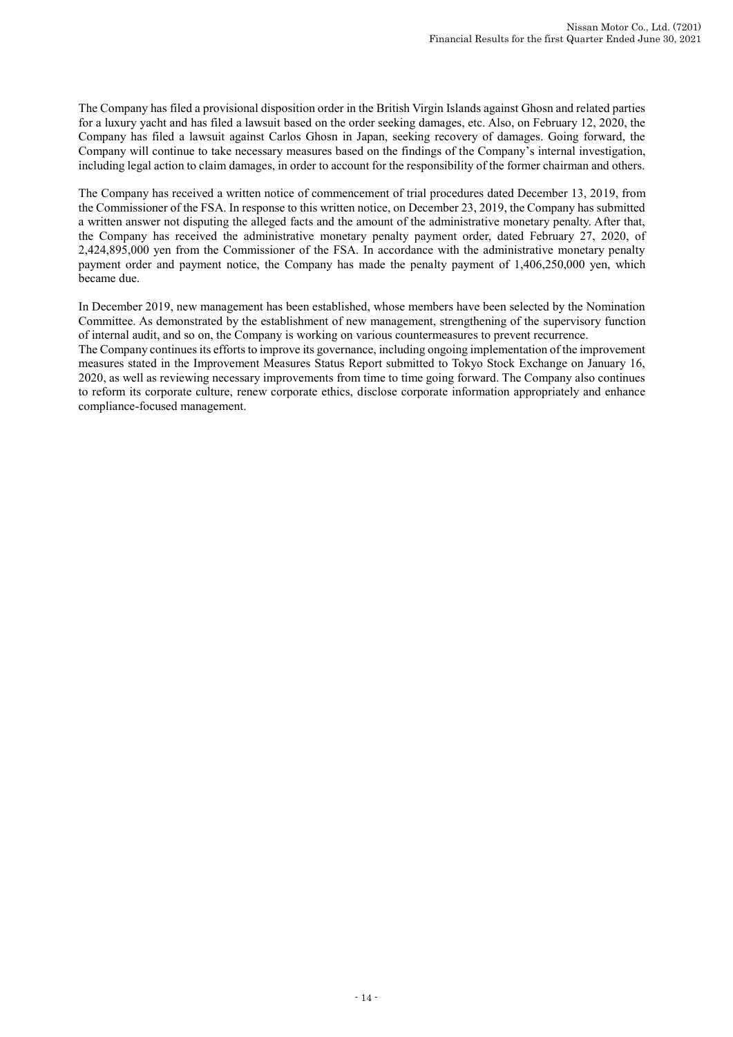The Company has filed a provisional disposition order in the British Virgin Islands against Ghosn and related parties for a luxury yacht and has filed a lawsuit based on the order seeking damages, etc. Also, on February 12, 2020, the Company has filed a lawsuit against Carlos Ghosn in Japan, seeking recovery of damages. Going forward, the Company will continue to take necessary measures based on the findings of the Company's internal investigation, including legal action to claim damages, in order to account for the responsibility of the former chairman and others.

The Company has received a written notice of commencement of trial procedures dated December 13, 2019, from the Commissioner of the FSA. In response to this written notice, on December 23, 2019, the Company has submitted a written answer not disputing the alleged facts and the amount of the administrative monetary penalty. After that, the Company has received the administrative monetary penalty payment order, dated February 27, 2020, of 2,424,895,000 yen from the Commissioner of the FSA. In accordance with the administrative monetary penalty payment order and payment notice, the Company has made the penalty payment of 1,406,250,000 yen, which became due.

In December 2019, new management has been established, whose members have been selected by the Nomination Committee. As demonstrated by the establishment of new management, strengthening of the supervisory function of internal audit, and so on, the Company is working on various countermeasures to prevent recurrence.
The Company continues its efforts to improve its governance, including ongoing implementation of the improvement measures stated in the Improvement Measures Status Report submitted to Tokyo Stock Exchange on January 16, 2020, as well as reviewing necessary improvements from time to time going forward. The Company also continues to reform its corporate culture, renew corporate ethics, disclose corporate information appropriately and enhance compliance-focused management.